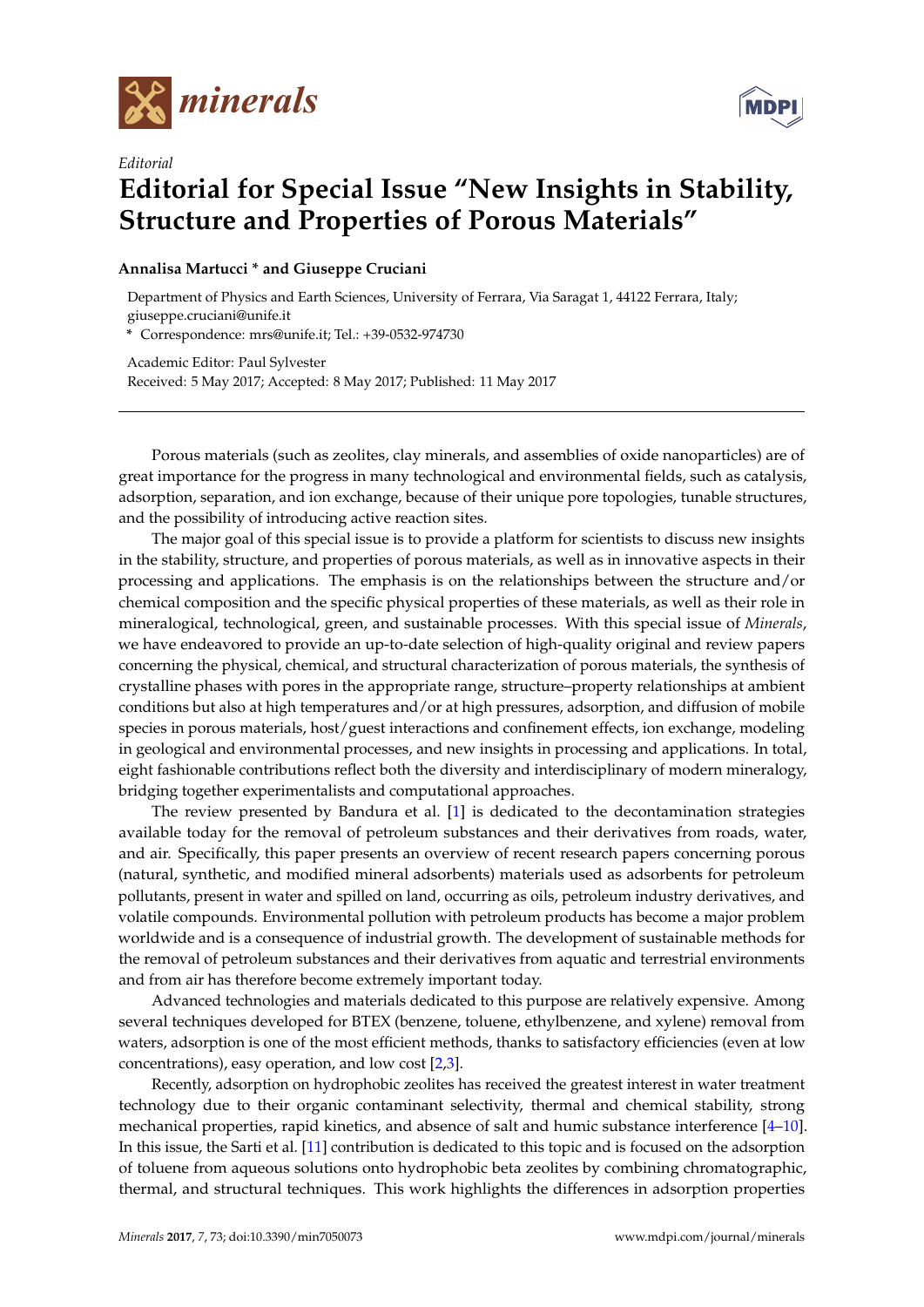*Editorial*

# Editorial for Special Issue "New Insights in Stability, Structure and Properties of Porous Materials"

**Annalisa Martucci * and Giuseppe Cruciani**

Department of Physics and Earth Sciences, University of Ferrara, Via Saragat 1, 44122 Ferrara, Italy; giuseppe.cruciani@unife.it

\* Correspondence: mrs@unife.it; Tel.: +39-0532-974730

Academic Editor: Paul Sylvester

Received: 5 May 2017; Accepted: 8 May 2017; Published: 11 May 2017

---

Porous materials (such as zeolites, clay minerals, and assemblies of oxide nanoparticles) are of great importance for the progress in many technological and environmental fields, such as catalysis, adsorption, separation, and ion exchange, because of their unique pore topologies, tunable structures, and the possibility of introducing active reaction sites.

The major goal of this special issue is to provide a platform for scientists to discuss new insights in the stability, structure, and properties of porous materials, as well as in innovative aspects in their processing and applications. The emphasis is on the relationships between the structure and/or chemical composition and the specific physical properties of these materials, as well as their role in mineralogical, technological, green, and sustainable processes. With this special issue of *Minerals*, we have endeavored to provide an up-to-date selection of high-quality original and review papers concerning the physical, chemical, and structural characterization of porous materials, the synthesis of crystalline phases with pores in the appropriate range, structure–property relationships at ambient conditions but also at high temperatures and/or at high pressures, adsorption, and diffusion of mobile species in porous materials, host/guest interactions and confinement effects, ion exchange, modeling in geological and environmental processes, and new insights in processing and applications. In total, eight fashionable contributions reflect both the diversity and interdisciplinary of modern mineralogy, bridging together experimentalists and computational approaches.

The review presented by Bandura et al. [1] is dedicated to the decontamination strategies available today for the removal of petroleum substances and their derivatives from roads, water, and air. Specifically, this paper presents an overview of recent research papers concerning porous (natural, synthetic, and modified mineral adsorbents) materials used as adsorbents for petroleum pollutants, present in water and spilled on land, occurring as oils, petroleum industry derivatives, and volatile compounds. Environmental pollution with petroleum products has become a major problem worldwide and is a consequence of industrial growth. The development of sustainable methods for the removal of petroleum substances and their derivatives from aquatic and terrestrial environments and from air has therefore become extremely important today.

Advanced technologies and materials dedicated to this purpose are relatively expensive. Among several techniques developed for BTEX (benzene, toluene, ethylbenzene, and xylene) removal from waters, adsorption is one of the most efficient methods, thanks to satisfactory efficiencies (even at low concentrations), easy operation, and low cost [2,3].

Recently, adsorption on hydrophobic zeolites has received the greatest interest in water treatment technology due to their organic contaminant selectivity, thermal and chemical stability, strong mechanical properties, rapid kinetics, and absence of salt and humic substance interference [4–10]. In this issue, the Sarti et al. [11] contribution is dedicated to this topic and is focused on the adsorption of toluene from aqueous solutions onto hydrophobic beta zeolites by combining chromatographic, thermal, and structural techniques. This work highlights the differences in adsorption properties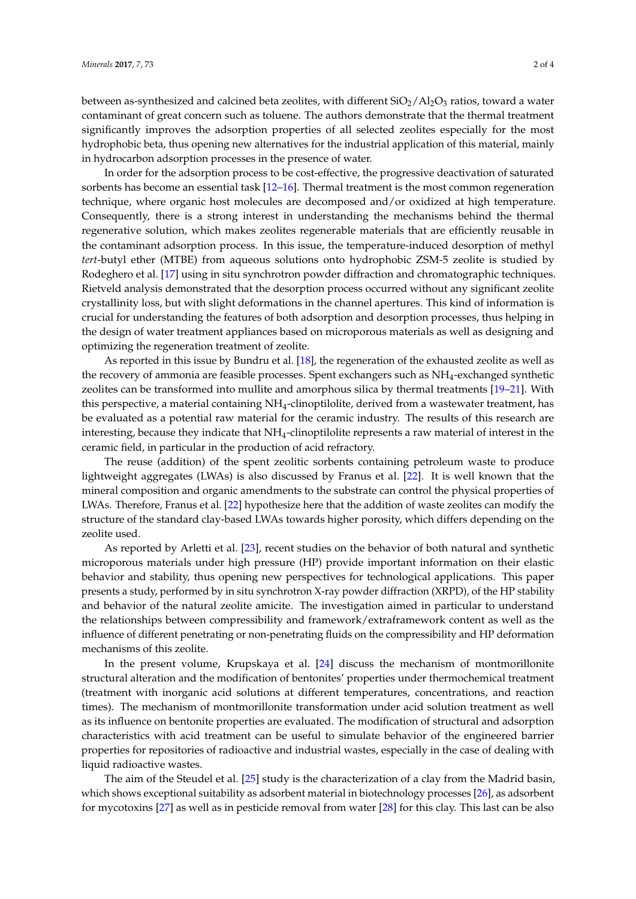between as-synthesized and calcined beta zeolites, with different $SiO_2/Al_2O_3$ ratios, toward a water contaminant of great concern such as toluene. The authors demonstrate that the thermal treatment significantly improves the adsorption properties of all selected zeolites especially for the most hydrophobic beta, thus opening new alternatives for the industrial application of this material, mainly in hydrocarbon adsorption processes in the presence of water.

In order for the adsorption process to be cost-effective, the progressive deactivation of saturated sorbents has become an essential task [12–16]. Thermal treatment is the most common regeneration technique, where organic host molecules are decomposed and/or oxidized at high temperature. Consequently, there is a strong interest in understanding the mechanisms behind the thermal regenerative solution, which makes zeolites regenerable materials that are efficiently reusable in the contaminant adsorption process. In this issue, the temperature-induced desorption of methyl *tert*-butyl ether (MTBE) from aqueous solutions onto hydrophobic ZSM-5 zeolite is studied by Rodeghero et al. [17] using in situ synchrotron powder diffraction and chromatographic techniques. Rietveld analysis demonstrated that the desorption process occurred without any significant zeolite crystallinity loss, but with slight deformations in the channel apertures. This kind of information is crucial for understanding the features of both adsorption and desorption processes, thus helping in the design of water treatment appliances based on microporous materials as well as designing and optimizing the regeneration treatment of zeolite.

As reported in this issue by Bundru et al. [18], the regeneration of the exhausted zeolite as well as the recovery of ammonia are feasible processes. Spent exchangers such as $NH_4$-exchanged synthetic zeolites can be transformed into mullite and amorphous silica by thermal treatments [19–21]. With this perspective, a material containing $NH_4$-clinoptilolite, derived from a wastewater treatment, has be evaluated as a potential raw material for the ceramic industry. The results of this research are interesting, because they indicate that $NH_4$-clinoptilolite represents a raw material of interest in the ceramic field, in particular in the production of acid refractory.

The reuse (addition) of the spent zeolitic sorbents containing petroleum waste to produce lightweight aggregates (LWAs) is also discussed by Franus et al. [22]. It is well known that the mineral composition and organic amendments to the substrate can control the physical properties of LWAs. Therefore, Franus et al. [22] hypothesize here that the addition of waste zeolites can modify the structure of the standard clay-based LWAs towards higher porosity, which differs depending on the zeolite used.

As reported by Arletti et al. [23], recent studies on the behavior of both natural and synthetic microporous materials under high pressure (HP) provide important information on their elastic behavior and stability, thus opening new perspectives for technological applications. This paper presents a study, performed by in situ synchrotron X-ray powder diffraction (XRPD), of the HP stability and behavior of the natural zeolite amicite. The investigation aimed in particular to understand the relationships between compressibility and framework/extraframework content as well as the influence of different penetrating or non-penetrating fluids on the compressibility and HP deformation mechanisms of this zeolite.

In the present volume, Krupskaya et al. [24] discuss the mechanism of montmorillonite structural alteration and the modification of bentonites' properties under thermochemical treatment (treatment with inorganic acid solutions at different temperatures, concentrations, and reaction times). The mechanism of montmorillonite transformation under acid solution treatment as well as its influence on bentonite properties are evaluated. The modification of structural and adsorption characteristics with acid treatment can be useful to simulate behavior of the engineered barrier properties for repositories of radioactive and industrial wastes, especially in the case of dealing with liquid radioactive wastes.

The aim of the Steudel et al. [25] study is the characterization of a clay from the Madrid basin, which shows exceptional suitability as adsorbent material in biotechnology processes [26], as adsorbent for mycotoxins [27] as well as in pesticide removal from water [28] for this clay. This last can be also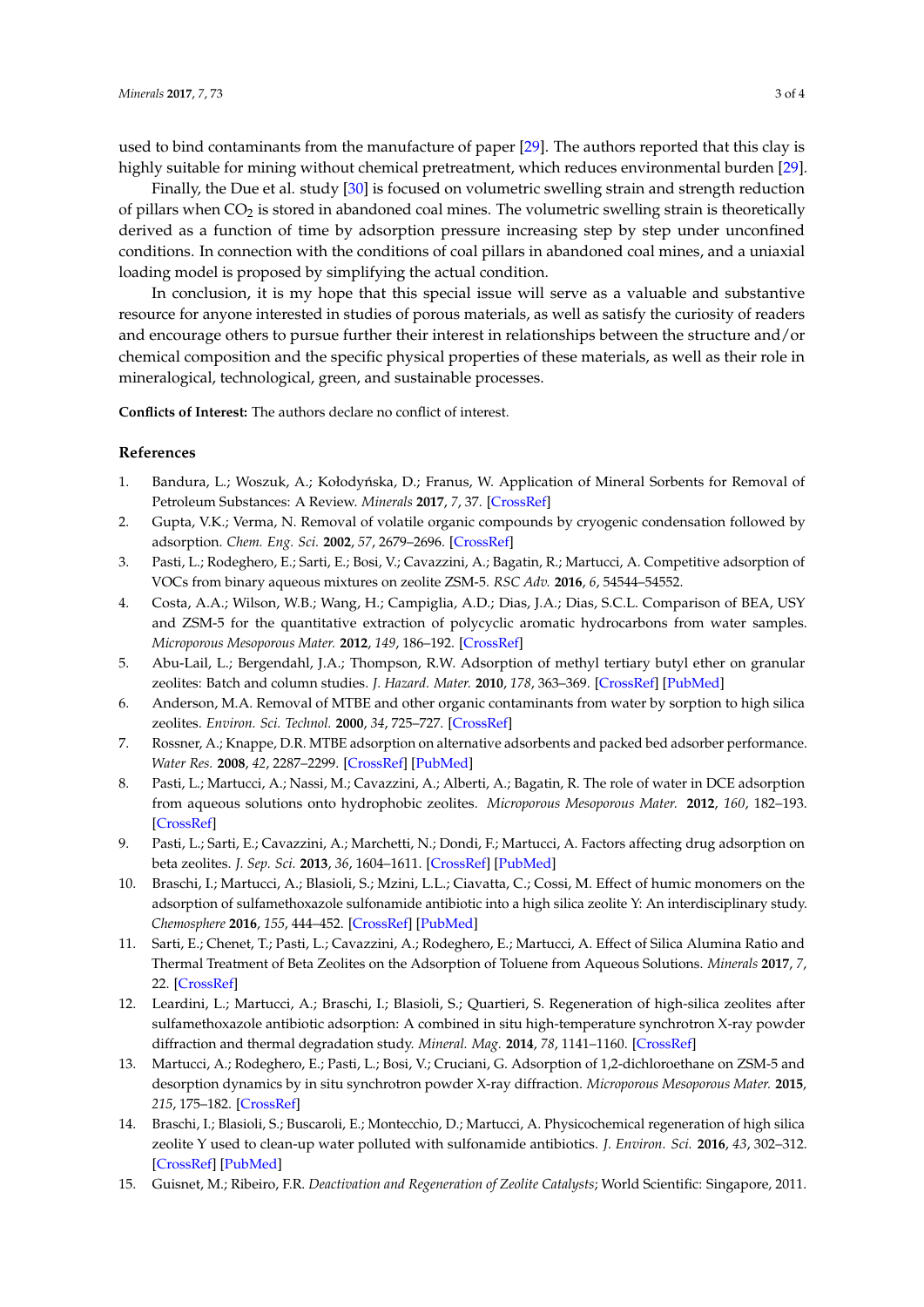used to bind contaminants from the manufacture of paper [29]. The authors reported that this clay is highly suitable for mining without chemical pretreatment, which reduces environmental burden [29].

Finally, the Due et al. study [30] is focused on volumetric swelling strain and strength reduction of pillars when $CO_2$ is stored in abandoned coal mines. The volumetric swelling strain is theoretically derived as a function of time by adsorption pressure increasing step by step under unconfined conditions. In connection with the conditions of coal pillars in abandoned coal mines, and a uniaxial loading model is proposed by simplifying the actual condition.

In conclusion, it is my hope that this special issue will serve as a valuable and substantive resource for anyone interested in studies of porous materials, as well as satisfy the curiosity of readers and encourage others to pursue further their interest in relationships between the structure and/or chemical composition and the specific physical properties of these materials, as well as their role in mineralogical, technological, green, and sustainable processes.

**Conflicts of Interest:** The authors declare no conflict of interest.

## References

1. Bandura, L.; Woszuk, A.; Kołodyńska, D.; Franus, W. Application of Mineral Sorbents for Removal of Petroleum Substances: A Review. *Minerals* **2017**, *7*, 37. [CrossRef]
2. Gupta, V.K.; Verma, N. Removal of volatile organic compounds by cryogenic condensation followed by adsorption. *Chem. Eng. Sci.* **2002**, *57*, 2679–2696. [CrossRef]
3. Pasti, L.; Rodeghero, E.; Sarti, E.; Bosi, V.; Cavazzini, A.; Bagatin, R.; Martucci, A. Competitive adsorption of VOCs from binary aqueous mixtures on zeolite ZSM-5. *RSC Adv.* **2016**, *6*, 54544–54552.
4. Costa, A.A.; Wilson, W.B.; Wang, H.; Campiglia, A.D.; Dias, J.A.; Dias, S.C.L. Comparison of BEA, USY and ZSM-5 for the quantitative extraction of polycyclic aromatic hydrocarbons from water samples. *Microporous Mesoporous Mater.* **2012**, *149*, 186–192. [CrossRef]
5. Abu-Lail, L.; Bergendahl, J.A.; Thompson, R.W. Adsorption of methyl tertiary butyl ether on granular zeolites: Batch and column studies. *J. Hazard. Mater.* **2010**, *178*, 363–369. [CrossRef] [PubMed]
6. Anderson, M.A. Removal of MTBE and other organic contaminants from water by sorption to high silica zeolites. *Environ. Sci. Technol.* **2000**, *34*, 725–727. [CrossRef]
7. Rossner, A.; Knappe, D.R. MTBE adsorption on alternative adsorbents and packed bed adsorber performance. *Water Res.* **2008**, *42*, 2287–2299. [CrossRef] [PubMed]
8. Pasti, L.; Martucci, A.; Nassi, M.; Cavazzini, A.; Alberti, A.; Bagatin, R. The role of water in DCE adsorption from aqueous solutions onto hydrophobic zeolites. *Microporous Mesoporous Mater.* **2012**, *160*, 182–193. [CrossRef]
9. Pasti, L.; Sarti, E.; Cavazzini, A.; Marchetti, N.; Dondi, F.; Martucci, A. Factors affecting drug adsorption on beta zeolites. *J. Sep. Sci.* **2013**, *36*, 1604–1611. [CrossRef] [PubMed]
10. Braschi, I.; Martucci, A.; Blasioli, S.; Mzini, L.L.; Ciavatta, C.; Cossi, M. Effect of humic monomers on the adsorption of sulfamethoxazole sulfonamide antibiotic into a high silica zeolite Y: An interdisciplinary study. *Chemosphere* **2016**, *155*, 444–452. [CrossRef] [PubMed]
11. Sarti, E.; Chenet, T.; Pasti, L.; Cavazzini, A.; Rodeghero, E.; Martucci, A. Effect of Silica Alumina Ratio and Thermal Treatment of Beta Zeolites on the Adsorption of Toluene from Aqueous Solutions. *Minerals* **2017**, *7*, 22. [CrossRef]
12. Leardini, L.; Martucci, A.; Braschi, I.; Blasioli, S.; Quartieri, S. Regeneration of high-silica zeolites after sulfamethoxazole antibiotic adsorption: A combined in situ high-temperature synchrotron X-ray powder diffraction and thermal degradation study. *Mineral. Mag.* **2014**, *78*, 1141–1160. [CrossRef]
13. Martucci, A.; Rodeghero, E.; Pasti, L.; Bosi, V.; Cruciani, G. Adsorption of 1,2-dichloroethane on ZSM-5 and desorption dynamics by in situ synchrotron powder X-ray diffraction. *Microporous Mesoporous Mater.* **2015**, *215*, 175–182. [CrossRef]
14. Braschi, I.; Blasioli, S.; Buscaroli, E.; Montecchio, D.; Martucci, A. Physicochemical regeneration of high silica zeolite Y used to clean-up water polluted with sulfonamide antibiotics. *J. Environ. Sci.* **2016**, *43*, 302–312. [CrossRef] [PubMed]
15. Guisnet, M.; Ribeiro, F.R. *Deactivation and Regeneration of Zeolite Catalysts*; World Scientific: Singapore, 2011.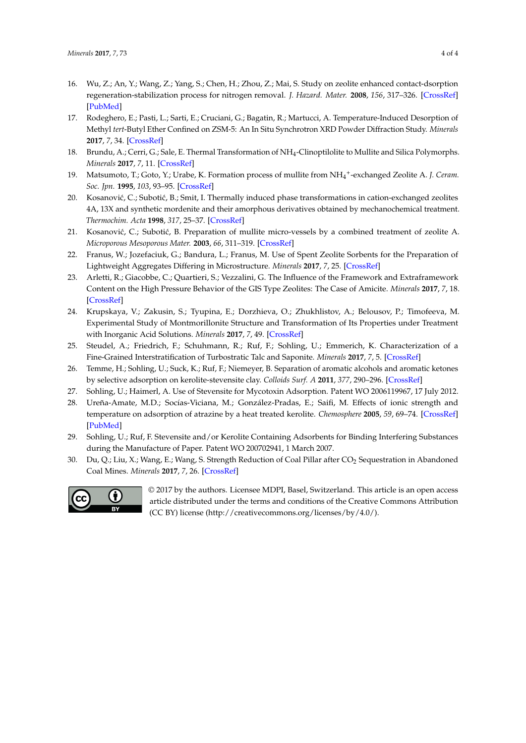16. Wu, Z.; An, Y.; Wang, Z.; Yang, S.; Chen, H.; Zhou, Z.; Mai, S. Study on zeolite enhanced contact-dsorption regeneration-stabilization process for nitrogen removal. *J. Hazard. Mater.* **2008**, *156*, 317–326. [CrossRef] [PubMed]
17. Rodeghero, E.; Pasti, L.; Sarti, E.; Cruciani, G.; Bagatin, R.; Martucci, A. Temperature-Induced Desorption of Methyl *tert*-Butyl Ether Confined on ZSM-5: An In Situ Synchrotron XRD Powder Diffraction Study. *Minerals* **2017**, *7*, 34. [CrossRef]
18. Brundu, A.; Cerri, G.; Sale, E. Thermal Transformation of $NH_4$-Clinoptilolite to Mullite and Silica Polymorphs. *Minerals* **2017**, *7*, 11. [CrossRef]
19. Matsumoto, T.; Goto, Y.; Urabe, K. Formation process of mullite from $NH_4^+$-exchanged Zeolite A. *J. Ceram. Soc. Jpn.* **1995**, *103*, 93–95. [CrossRef]
20. Kosanović, C.; Subotić, B.; Smit, I. Thermally induced phase transformations in cation-exchanged zeolites 4A, 13X and synthetic mordenite and their amorphous derivatives obtained by mechanochemical treatment. *Thermochim. Acta* **1998**, *317*, 25–37. [CrossRef]
21. Kosanović, C.; Subotić, B. Preparation of mullite micro-vessels by a combined treatment of zeolite A. *Microporous Mesoporous Mater.* **2003**, *66*, 311–319. [CrossRef]
22. Franus, W.; Jozefaciuk, G.; Bandura, L.; Franus, M. Use of Spent Zeolite Sorbents for the Preparation of Lightweight Aggregates Differing in Microstructure. *Minerals* **2017**, *7*, 25. [CrossRef]
23. Arletti, R.; Giacobbe, C.; Quartieri, S.; Vezzalini, G. The Influence of the Framework and Extraframework Content on the High Pressure Behavior of the GIS Type Zeolites: The Case of Amicite. *Minerals* **2017**, *7*, 18. [CrossRef]
24. Krupskaya, V.; Zakusin, S.; Tyupina, E.; Dorzhieva, O.; Zhukhlistov, A.; Belousov, P.; Timofeeva, M. Experimental Study of Montmorillonite Structure and Transformation of Its Properties under Treatment with Inorganic Acid Solutions. *Minerals* **2017**, *7*, 49. [CrossRef]
25. Steudel, A.; Friedrich, F.; Schuhmann, R.; Ruf, F.; Sohling, U.; Emmerich, K. Characterization of a Fine-Grained Interstratification of Turbostratic Talc and Saponite. *Minerals* **2017**, *7*, 5. [CrossRef]
26. Temme, H.; Sohling, U.; Suck, K.; Ruf, F.; Niemeyer, B. Separation of aromatic alcohols and aromatic ketones by selective adsorption on kerolite-stevensite clay. *Colloids Surf. A* **2011**, *377*, 290–296. [CrossRef]
27. Sohling, U.; Haimerl, A. Use of Stevensite for Mycotoxin Adsorption. Patent WO 2006119967, 17 July 2012.
28. Ureña-Amate, M.D.; Socías-Viciana, M.; González-Pradas, E.; Saifi, M. Effects of ionic strength and temperature on adsorption of atrazine by a heat treated kerolite. *Chemosphere* **2005**, *59*, 69–74. [CrossRef] [PubMed]
29. Sohling, U.; Ruf, F. Stevensite and/or Kerolite Containing Adsorbents for Binding Interfering Substances during the Manufacture of Paper. Patent WO 200702941, 1 March 2007.
30. Du, Q.; Liu, X.; Wang, E.; Wang, S. Strength Reduction of Coal Pillar after $CO_2$ Sequestration in Abandoned Coal Mines. *Minerals* **2017**, *7*, 26. [CrossRef]

© 2017 by the authors. Licensee MDPI, Basel, Switzerland. This article is an open access article distributed under the terms and conditions of the Creative Commons Attribution (CC BY) license (http://creativecommons.org/licenses/by/4.0/).